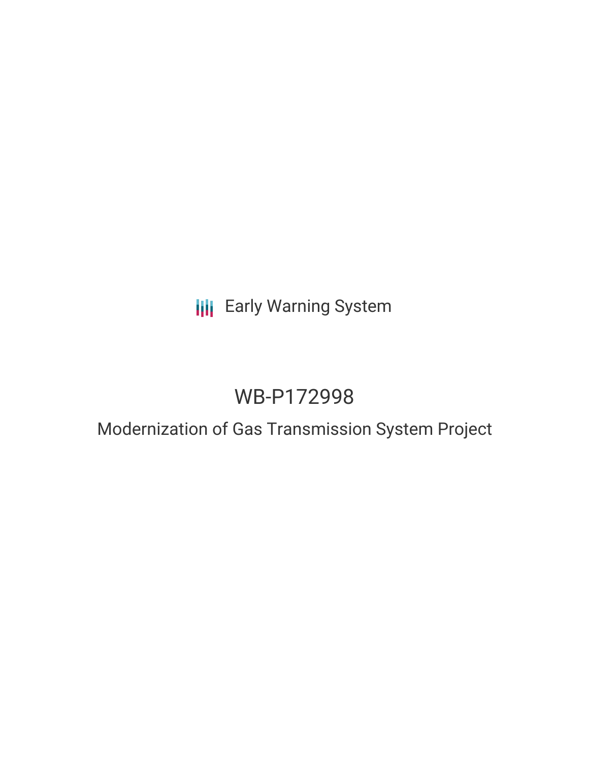Early Warning System

# WB-P172998

## Modernization of Gas Transmission System Project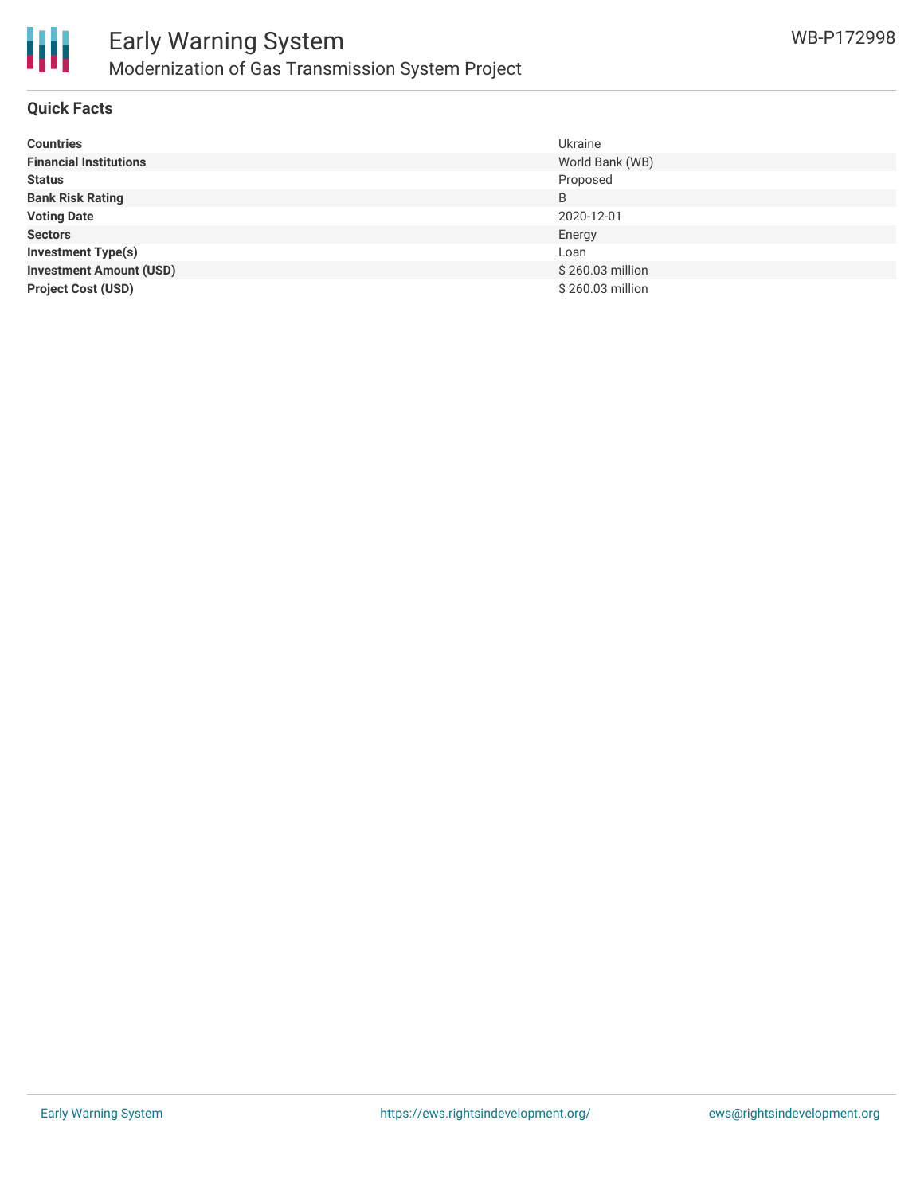## Quick Facts

| | |
|---|---|
| **Countries** | Ukraine |
| **Financial Institutions** | World Bank (WB) |
| **Status** | Proposed |
| **Bank Risk Rating** | B |
| **Voting Date** | 2020-12-01 |
| **Sectors** | Energy |
| **Investment Type(s)** | Loan |
| **Investment Amount (USD)** | $ 260.03 million |
| **Project Cost (USD)** | $ 260.03 million |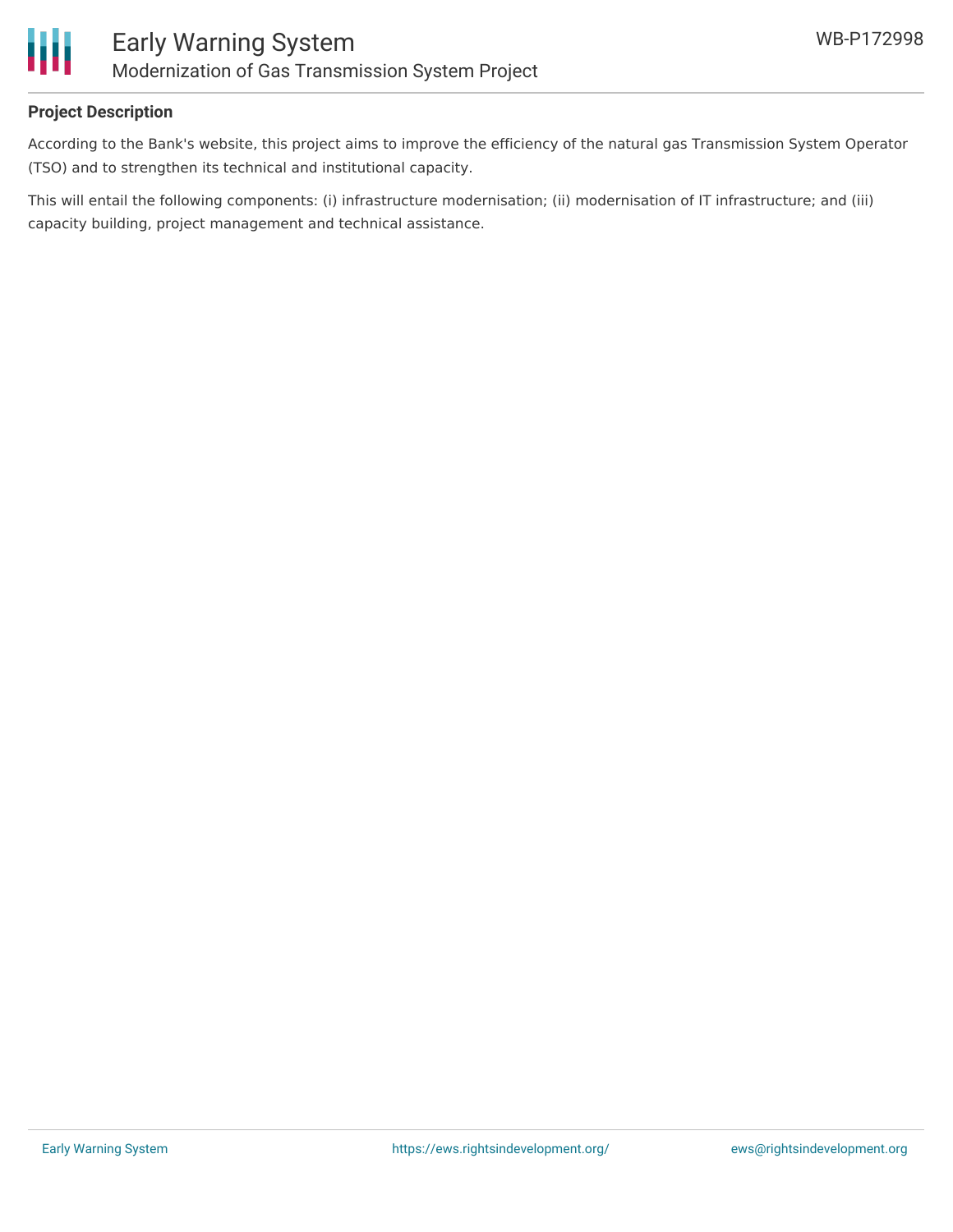**Project Description**

According to the Bank's website, this project aims to improve the efficiency of the natural gas Transmission System Operator (TSO) and to strengthen its technical and institutional capacity.

This will entail the following components: (i) infrastructure modernisation; (ii) modernisation of IT infrastructure; and (iii) capacity building, project management and technical assistance.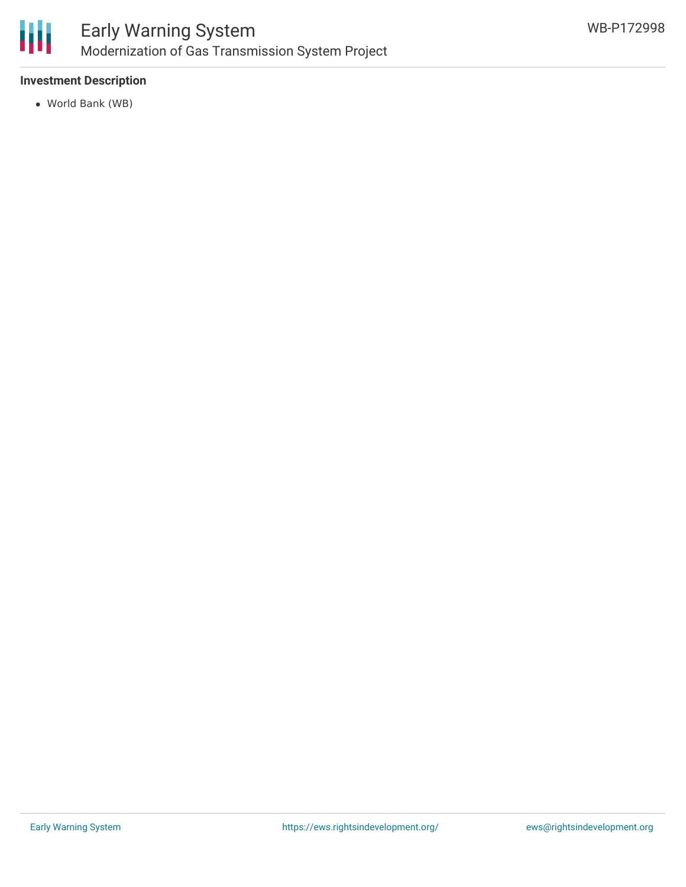### Investment Description

- World Bank (WB)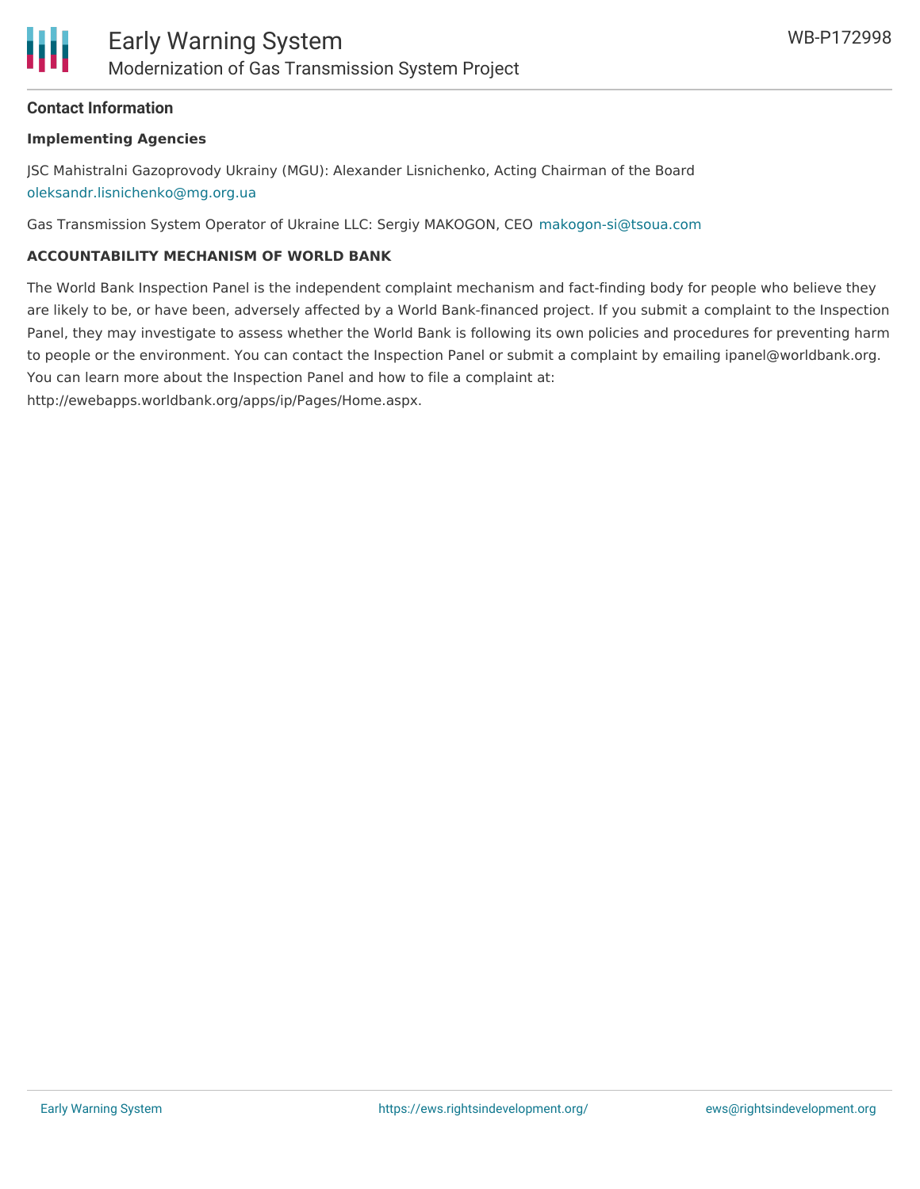## Contact Information

### Implementing Agencies

JSC Mahistralni Gazoprovody Ukrainy (MGU): Alexander Lisnichenko, Acting Chairman of the Board oleksandr.lisnichenko@mg.org.ua

Gas Transmission System Operator of Ukraine LLC: Sergiy MAKOGON, CEO makogon-si@tsoua.com

### ACCOUNTABILITY MECHANISM OF WORLD BANK

The World Bank Inspection Panel is the independent complaint mechanism and fact-finding body for people who believe they are likely to be, or have been, adversely affected by a World Bank-financed project. If you submit a complaint to the Inspection Panel, they may investigate to assess whether the World Bank is following its own policies and procedures for preventing harm to people or the environment. You can contact the Inspection Panel or submit a complaint by emailing ipanel@worldbank.org. You can learn more about the Inspection Panel and how to file a complaint at: http://ewebapps.worldbank.org/apps/ip/Pages/Home.aspx.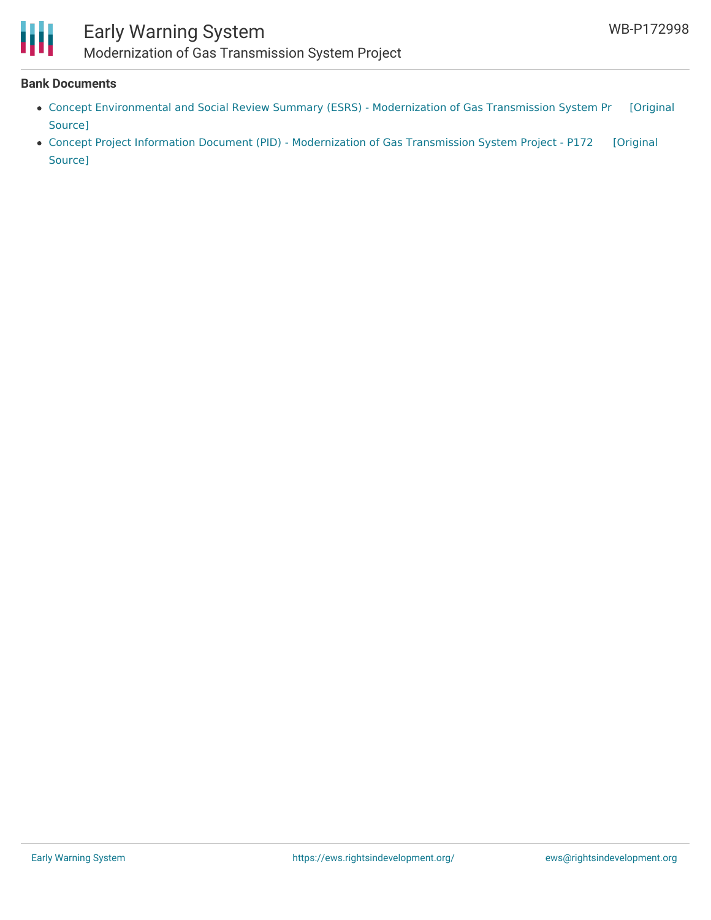## Bank Documents

- Concept Environmental and Social Review Summary (ESRS) - Modernization of Gas Transmission System Pr [Original Source]
- Concept Project Information Document (PID) - Modernization of Gas Transmission System Project - P172 [Original Source]